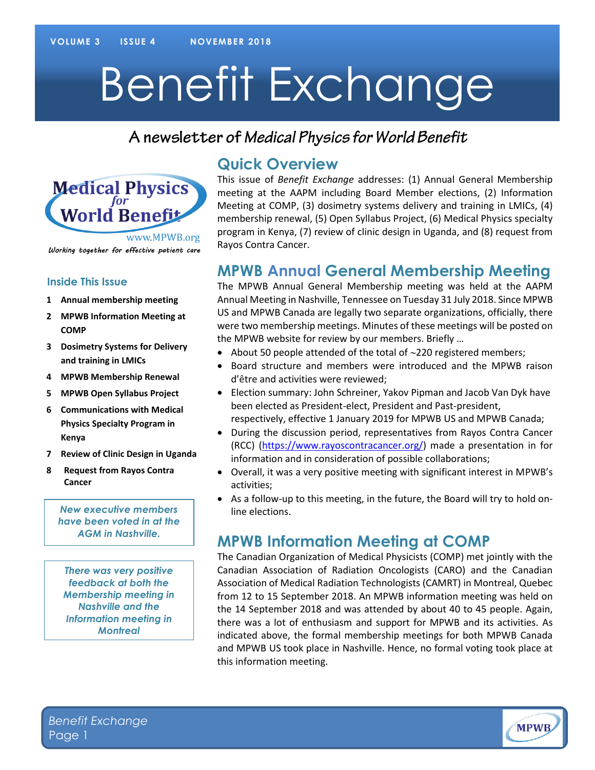# Benefit Exchange

## A newsletter of *Medical Physics for World Benefit*

Medical Physics for World Benefit

www.MPWB.org

*Working together for effective patient care*

### Inside This Issue

1. **Annual membership meeting**
2. **MPWB Information Meeting at COMP**
3. **Dosimetry Systems for Delivery and training in LMICs**
4. **MPWB Membership Renewal**
5. **MPWB Open Syllabus Project**
6. **Communications with Medical Physics Specialty Program in Kenya**
7. **Review of Clinic Design in Uganda**
8. **Request from Rayos Contra Cancer**

*New executive members have been voted in at the AGM in Nashville.*

*There was very positive feedback at both the Membership meeting in Nashville and the Information meeting in Montreal*

## Quick Overview

This issue of *Benefit Exchange* addresses: (1) Annual General Membership meeting at the AAPM including Board Member elections, (2) Information Meeting at COMP, (3) dosimetry systems delivery and training in LMICs, (4) membership renewal, (5) Open Syllabus Project, (6) Medical Physics specialty program in Kenya, (7) review of clinic design in Uganda, and (8) request from Rayos Contra Cancer.

## MPWB Annual General Membership Meeting

The MPWB Annual General Membership meeting was held at the AAPM Annual Meeting in Nashville, Tennessee on Tuesday 31 July 2018. Since MPWB US and MPWB Canada are legally two separate organizations, officially, there were two membership meetings. Minutes of these meetings will be posted on the MPWB website for review by our members. Briefly …

- About 50 people attended of the total of ~220 registered members;
- Board structure and members were introduced and the MPWB raison d'être and activities were reviewed;
- Election summary: John Schreiner, Yakov Pipman and Jacob Van Dyk have been elected as President-elect, President and Past-president, respectively, effective 1 January 2019 for MPWB US and MPWB Canada;
- During the discussion period, representatives from Rayos Contra Cancer (RCC) (https://www.rayoscontracancer.org/) made a presentation in for information and in consideration of possible collaborations;
- Overall, it was a very positive meeting with significant interest in MPWB's activities;
- As a follow-up to this meeting, in the future, the Board will try to hold on-line elections.

## MPWB Information Meeting at COMP

The Canadian Organization of Medical Physicists (COMP) met jointly with the Canadian Association of Radiation Oncologists (CARO) and the Canadian Association of Medical Radiation Technologists (CAMRT) in Montreal, Quebec from 12 to 15 September 2018. An MPWB information meeting was held on the 14 September 2018 and was attended by about 40 to 45 people. Again, there was a lot of enthusiasm and support for MPWB and its activities. As indicated above, the formal membership meetings for both MPWB Canada and MPWB US took place in Nashville. Hence, no formal voting took place at this information meeting.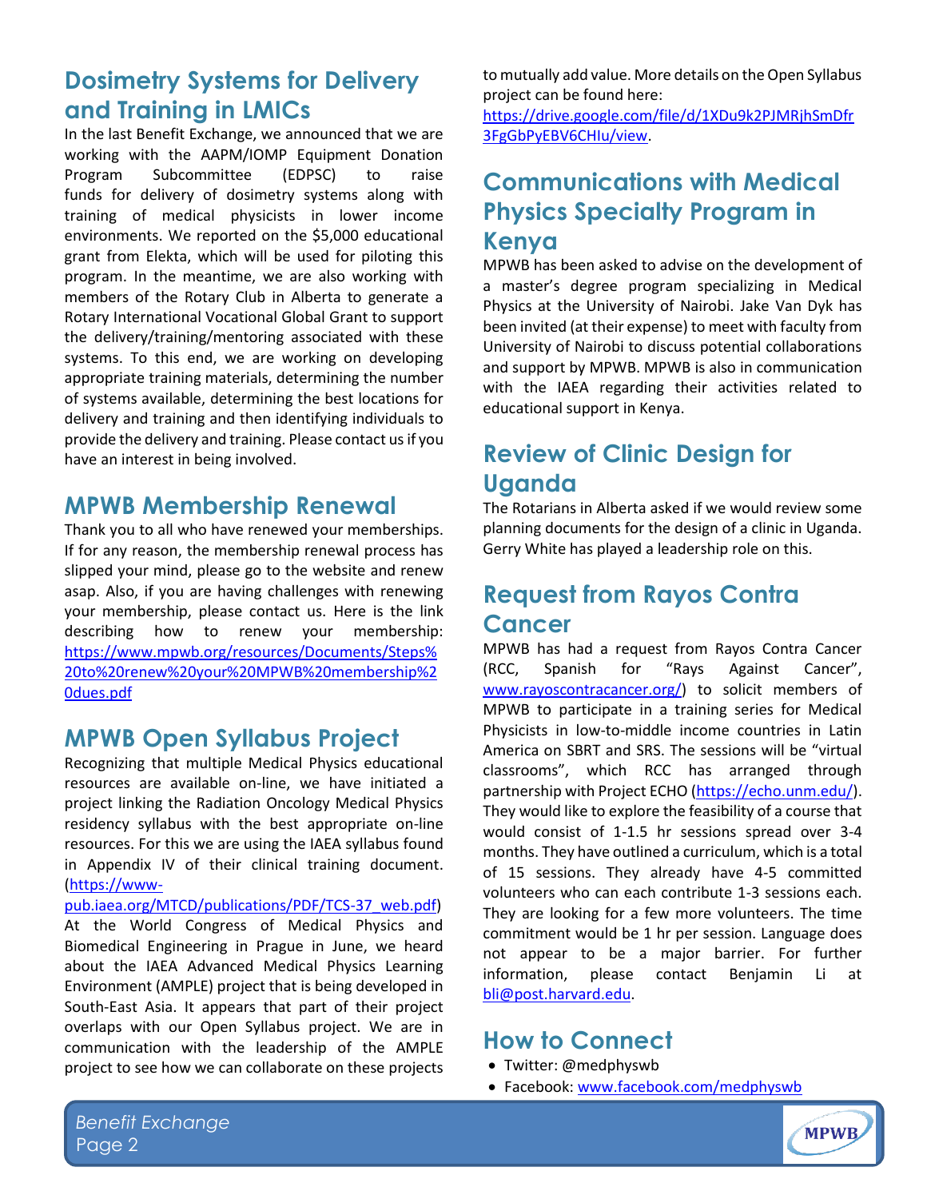## Dosimetry Systems for Delivery and Training in LMICs

In the last Benefit Exchange, we announced that we are working with the AAPM/IOMP Equipment Donation Program Subcommittee (EDPSC) to raise funds for delivery of dosimetry systems along with training of medical physicists in lower income environments. We reported on the $5,000 educational grant from Elekta, which will be used for piloting this program. In the meantime, we are also working with members of the Rotary Club in Alberta to generate a Rotary International Vocational Global Grant to support the delivery/training/mentoring associated with these systems. To this end, we are working on developing appropriate training materials, determining the number of systems available, determining the best locations for delivery and training and then identifying individuals to provide the delivery and training. Please contact us if you have an interest in being involved.

## MPWB Membership Renewal

Thank you to all who have renewed your memberships. If for any reason, the membership renewal process has slipped your mind, please go to the website and renew asap. Also, if you are having challenges with renewing your membership, please contact us. Here is the link describing how to renew your membership: https://www.mpwb.org/resources/Documents/Steps%20to%20renew%20your%20MPWB%20membership%20dues.pdf

## MPWB Open Syllabus Project

Recognizing that multiple Medical Physics educational resources are available on-line, we have initiated a project linking the Radiation Oncology Medical Physics residency syllabus with the best appropriate on-line resources. For this we are using the IAEA syllabus found in Appendix IV of their clinical training document. (https://www-pub.iaea.org/MTCD/publications/PDF/TCS-37_web.pdf) At the World Congress of Medical Physics and Biomedical Engineering in Prague in June, we heard about the IAEA Advanced Medical Physics Learning Environment (AMPLE) project that is being developed in South-East Asia. It appears that part of their project overlaps with our Open Syllabus project. We are in communication with the leadership of the AMPLE project to see how we can collaborate on these projects to mutually add value. More details on the Open Syllabus project can be found here: https://drive.google.com/file/d/1XDu9k2PJMRjhSmDfr3FgGbPyEBV6CHIu/view.

## Communications with Medical Physics Specialty Program in Kenya

MPWB has been asked to advise on the development of a master's degree program specializing in Medical Physics at the University of Nairobi. Jake Van Dyk has been invited (at their expense) to meet with faculty from University of Nairobi to discuss potential collaborations and support by MPWB. MPWB is also in communication with the IAEA regarding their activities related to educational support in Kenya.

## Review of Clinic Design for Uganda

The Rotarians in Alberta asked if we would review some planning documents for the design of a clinic in Uganda. Gerry White has played a leadership role on this.

## Request from Rayos Contra Cancer

MPWB has had a request from Rayos Contra Cancer (RCC, Spanish for "Rays Against Cancer", www.rayoscontracancer.org/) to solicit members of MPWB to participate in a training series for Medical Physicists in low-to-middle income countries in Latin America on SBRT and SRS. The sessions will be "virtual classrooms", which RCC has arranged through partnership with Project ECHO (https://echo.unm.edu/). They would like to explore the feasibility of a course that would consist of 1-1.5 hr sessions spread over 3-4 months. They have outlined a curriculum, which is a total of 15 sessions. They already have 4-5 committed volunteers who can each contribute 1-3 sessions each. They are looking for a few more volunteers. The time commitment would be 1 hr per session. Language does not appear to be a major barrier. For further information, please contact Benjamin Li at bli@post.harvard.edu.

## How to Connect

- Twitter: @medphyswb
- Facebook: www.facebook.com/medphyswb